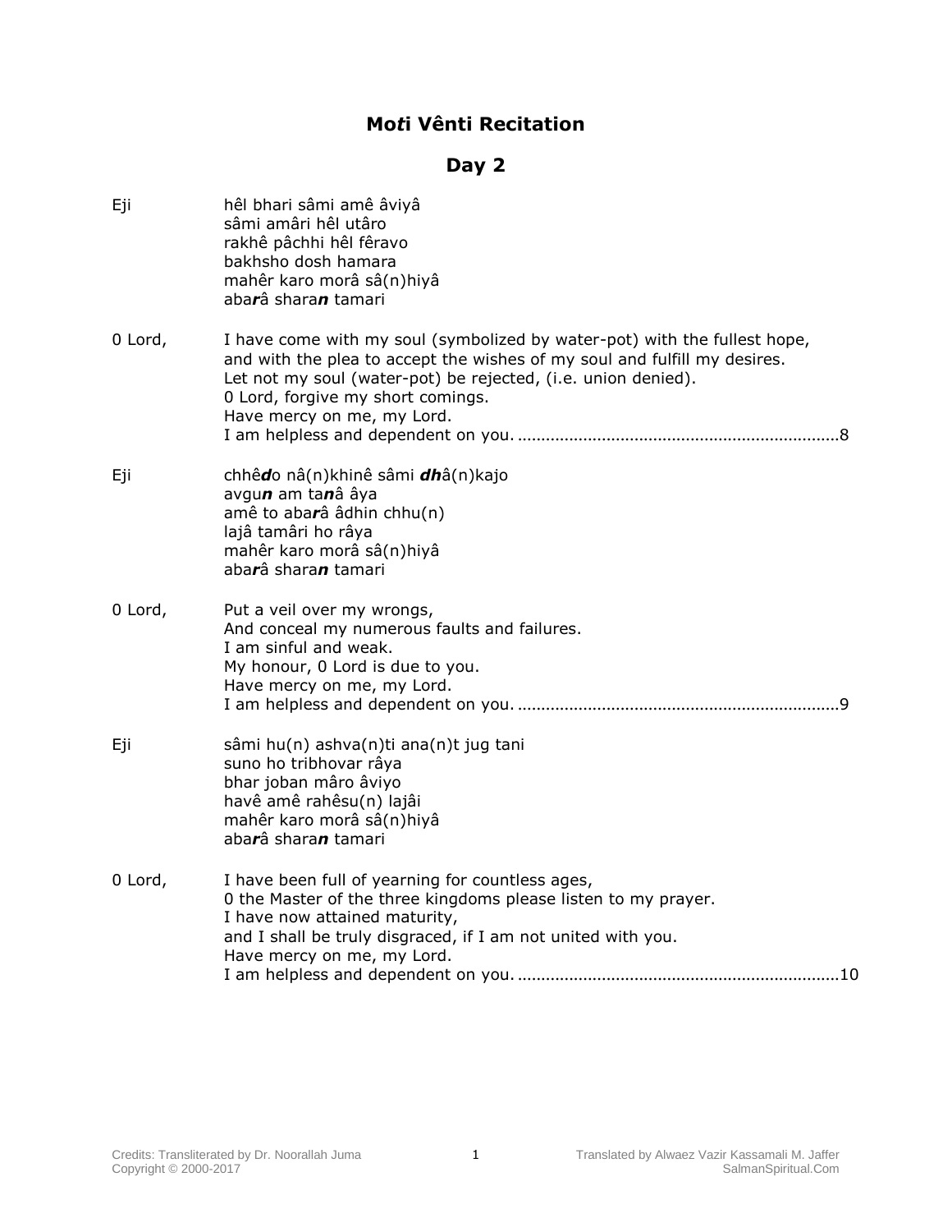# Mo*t*i Vênti Recitation

## Day 2

Eji

hêl bhari sâmi amê âviyâ
sâmi amâri hêl utâro
rakhê pâchhi hêl fêravo
bakhsho dosh hamara
mahêr karo morâ sâ(n)hiyâ
aba***r***â shara***n*** tamari

0 Lord,

I have come with my soul (symbolized by water-pot) with the fullest hope,
and with the plea to accept the wishes of my soul and fulfill my desires.
Let not my soul (water-pot) be rejected, (i.e. union denied).
0 Lord, forgive my short comings.
Have mercy on me, my Lord.
I am helpless and dependent on you. ....................................................................8

Eji

chhê***d***o nâ(n)khinê sâmi ***dh***â(n)kajo
avgu***n*** am ta***n***â âya
amê to aba***r***â âdhin chhu(n)
lajâ tamâri ho râya
mahêr karo morâ sâ(n)hiyâ
aba***r***â shara***n*** tamari

0 Lord,

Put a veil over my wrongs,
And conceal my numerous faults and failures.
I am sinful and weak.
My honour, 0 Lord is due to you.
Have mercy on me, my Lord.
I am helpless and dependent on you. ....................................................................9

Eji

sâmi hu(n) ashva(n)ti ana(n)t jug tani
suno ho tribhovar râya
bhar joban mâro âviyo
havê amê rahêsu(n) lajâi
mahêr karo morâ sâ(n)hiyâ
aba***r***â shara***n*** tamari

0 Lord,

I have been full of yearning for countless ages,
0 the Master of the three kingdoms please listen to my prayer.
I have now attained maturity,
and I shall be truly disgraced, if I am not united with you.
Have mercy on me, my Lord.
I am helpless and dependent on you. ....................................................................10

Credits: Transliterated by Dr. Noorallah Juma
Copyright © 2000-2017

Translated by Alwaez Vazir Kassamali M. Jaffer
SalmanSpiritual.Com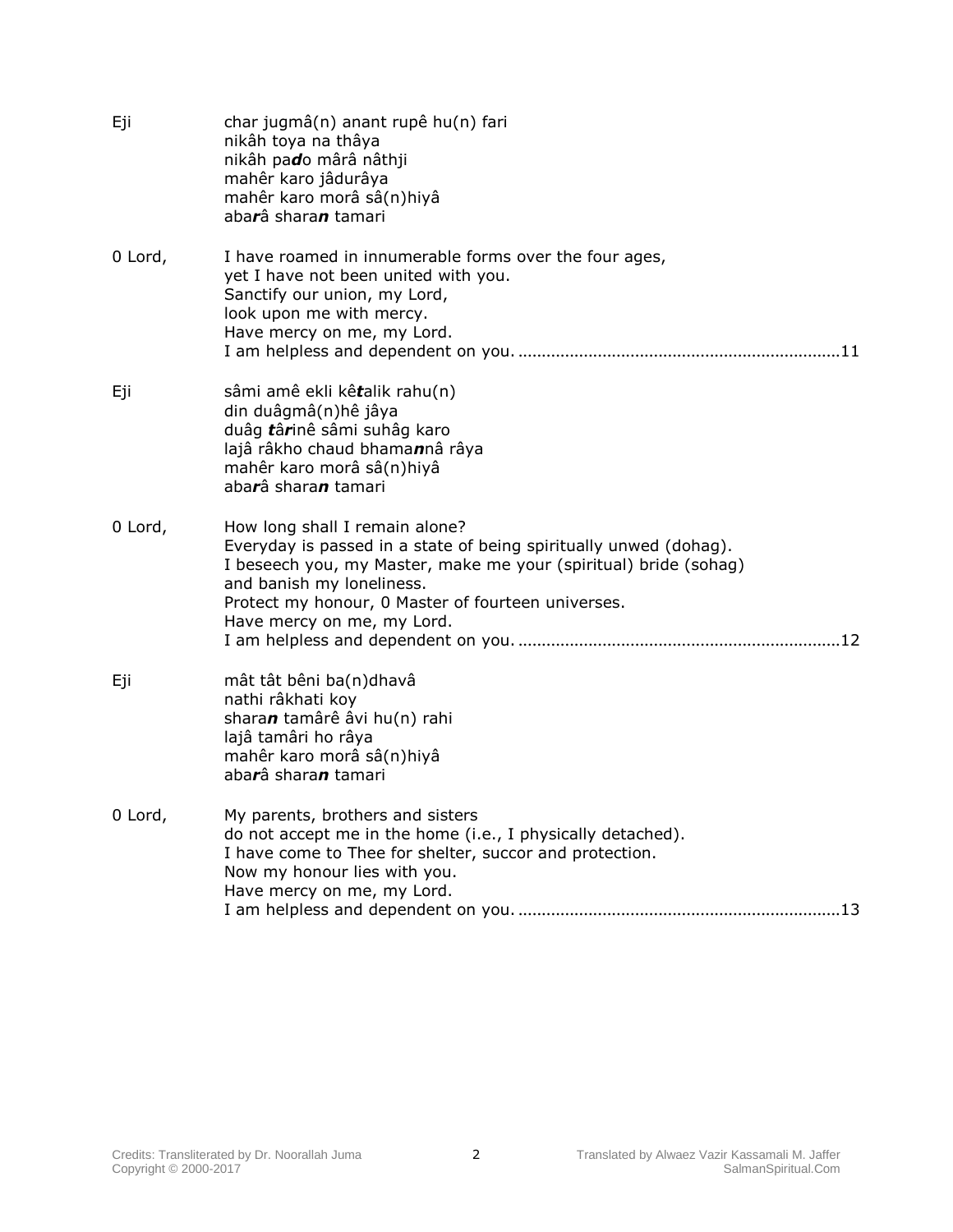Eji char jugmâ(n) anant rupê hu(n) fari
nikâh toya na thâya
nikâh pa***d***o mârâ nâthji
mahêr karo jâdurâya
mahêr karo morâ sâ(n)hiyâ
aba***r***â shara***n*** tamari

0 Lord, I have roamed in innumerable forms over the four ages,
yet I have not been united with you.
Sanctify our union, my Lord,
look upon me with mercy.
Have mercy on me, my Lord.
I am helpless and dependent on you. ....................................................................11

Eji sâmi amê ekli kê***t***alik rahu(n)
din duâgmâ(n)hê jâya
duâg ***t***â***r***inê sâmi suhâg karo
lajâ râkho chaud bhama***n***nâ râya
mahêr karo morâ sâ(n)hiyâ
aba***r***â shara***n*** tamari

0 Lord, How long shall I remain alone?
Everyday is passed in a state of being spiritually unwed (dohag).
I beseech you, my Master, make me your (spiritual) bride (sohag)
and banish my loneliness.
Protect my honour, 0 Master of fourteen universes.
Have mercy on me, my Lord.
I am helpless and dependent on you. ....................................................................12

Eji mât tât bêni ba(n)dhavâ
nathi râkhati koy
shara***n*** tamârê âvi hu(n) rahi
lajâ tamâri ho râya
mahêr karo morâ sâ(n)hiyâ
aba***r***â shara***n*** tamari

0 Lord, My parents, brothers and sisters
do not accept me in the home (i.e., I physically detached).
I have come to Thee for shelter, succor and protection.
Now my honour lies with you.
Have mercy on me, my Lord.
I am helpless and dependent on you. ....................................................................13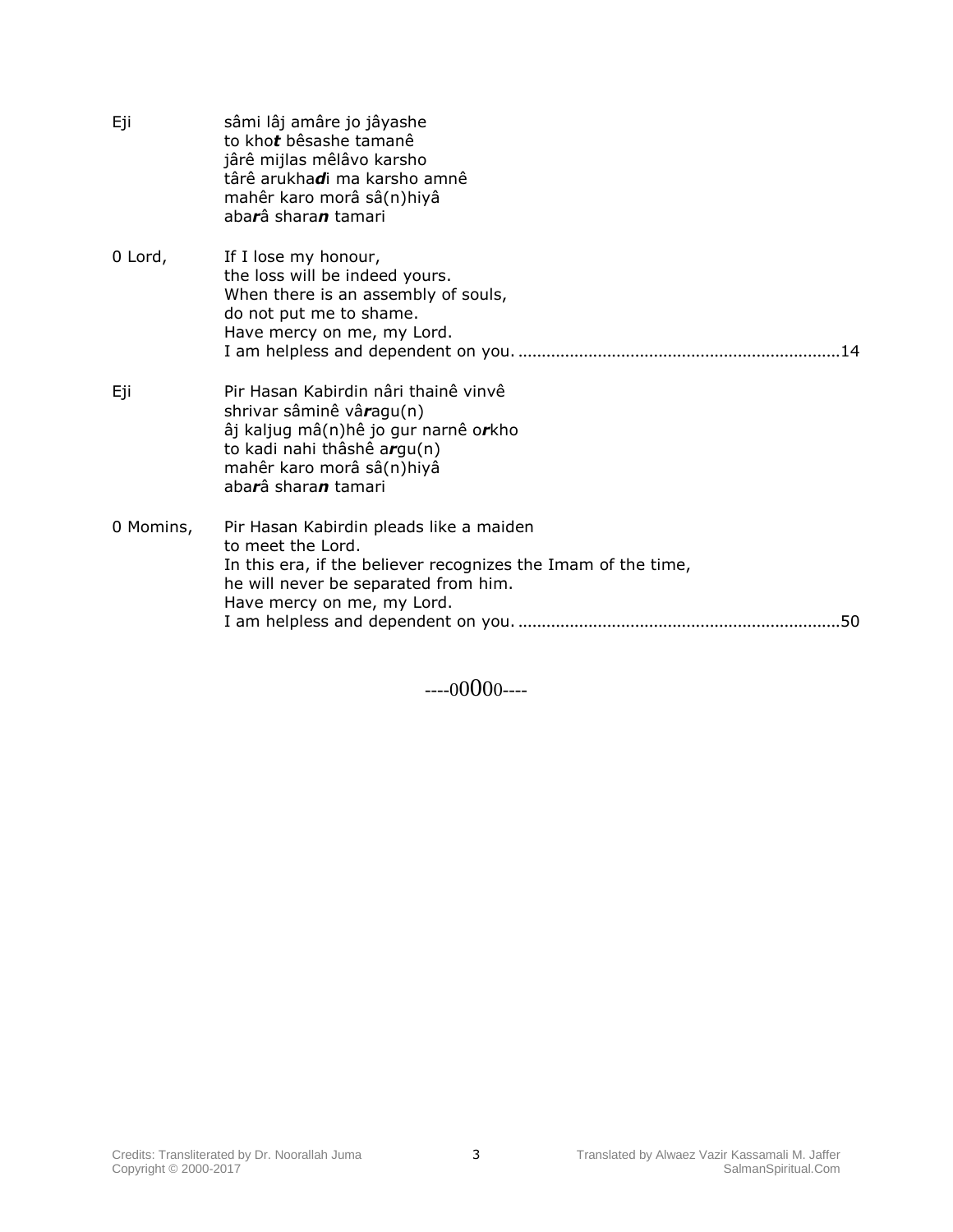Eji sâmi lâj amâre jo jâyashe
to kho***t*** bêsashe tamanê
jârê mijlas mêlâvo karsho
târê arukha***d***i ma karsho amnê
mahêr karo morâ sâ(n)hiyâ
aba***r***â shara***n*** tamari

0 Lord, If I lose my honour,
the loss will be indeed yours.
When there is an assembly of souls,
do not put me to shame.
Have mercy on me, my Lord.
I am helpless and dependent on you. ....................................................................14

Eji Pir Hasan Kabirdin nâri thainê vinvê
shrivar sâminê vâ***r***agu(n)
âj kaljug mâ(n)hê jo gur narnê o***r***kho
to kadi nahi thâshê a***r***gu(n)
mahêr karo morâ sâ(n)hiyâ
aba***r***â shara***n*** tamari

0 Momins, Pir Hasan Kabirdin pleads like a maiden
to meet the Lord.
In this era, if the believer recognizes the Imam of the time,
he will never be separated from him.
Have mercy on me, my Lord.
I am helpless and dependent on you. ....................................................................50

----o0000----

Credits: Transliterated by Dr. Noorallah Juma
Copyright © 2000-2017

Translated by Alwaez Vazir Kassamali M. Jaffer
SalmanSpiritual.Com